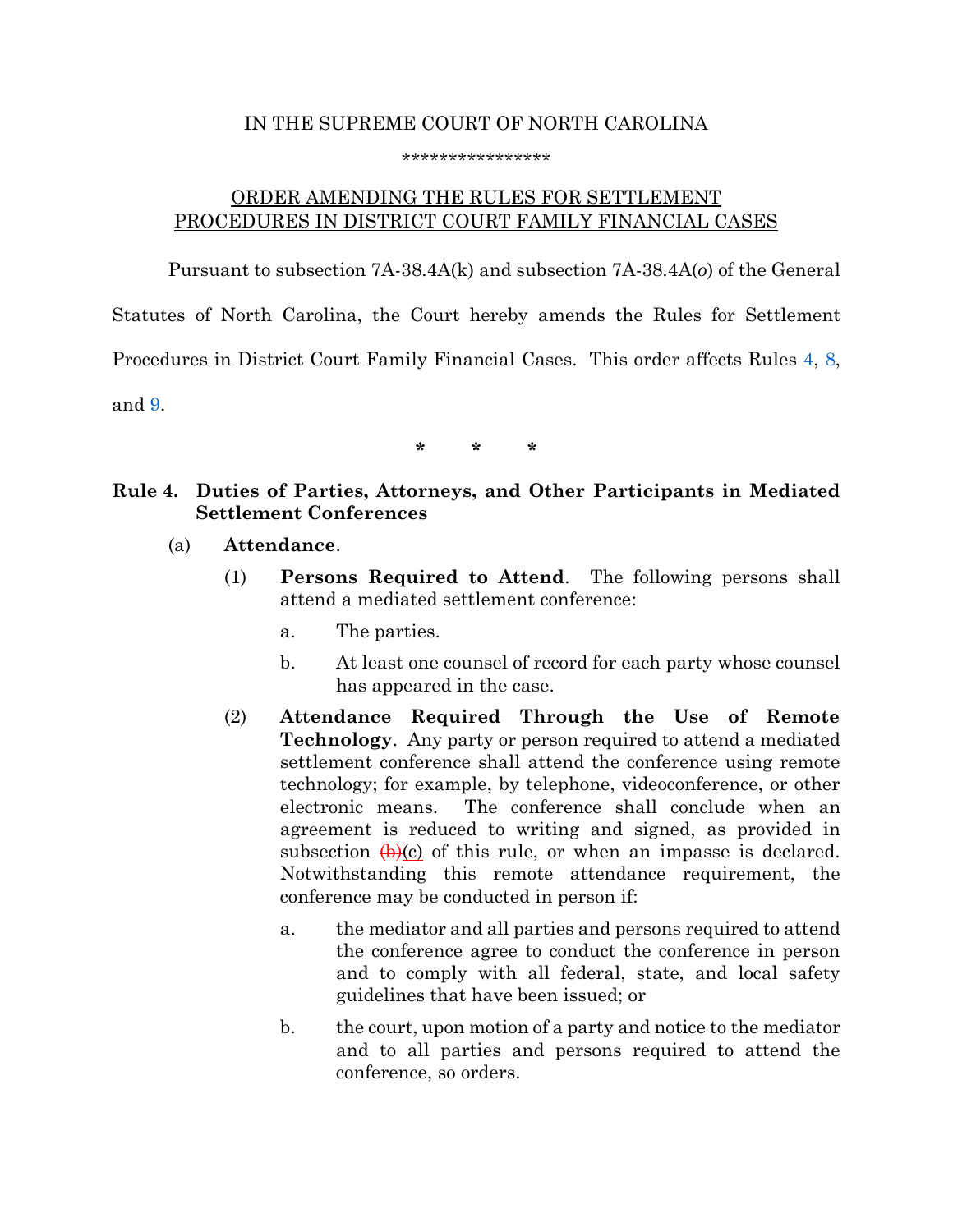IN THE SUPREME COURT OF NORTH CAROLINA

****************

ORDER AMENDING THE RULES FOR SETTLEMENT PROCEDURES IN DISTRICT COURT FAMILY FINANCIAL CASES

Pursuant to subsection 7A-38.4A(k) and subsection 7A-38.4A(*o*) of the General Statutes of North Carolina, the Court hereby amends the Rules for Settlement Procedures in District Court Family Financial Cases. This order affects Rules 4, 8, and 9.

\* \* \*

**Rule 4. Duties of Parties, Attorneys, and Other Participants in Mediated Settlement Conferences**

(a) **Attendance**.

(1) **Persons Required to Attend**. The following persons shall attend a mediated settlement conference:

a. The parties.

b. At least one counsel of record for each party whose counsel has appeared in the case.

(2) **Attendance Required Through the Use of Remote Technology**. Any party or person required to attend a mediated settlement conference shall attend the conference using remote technology; for example, by telephone, videoconference, or other electronic means. The conference shall conclude when an agreement is reduced to writing and signed, as provided in subsection ~~(b)~~(c) of this rule, or when an impasse is declared. Notwithstanding this remote attendance requirement, the conference may be conducted in person if:

a. the mediator and all parties and persons required to attend the conference agree to conduct the conference in person and to comply with all federal, state, and local safety guidelines that have been issued; or

b. the court, upon motion of a party and notice to the mediator and to all parties and persons required to attend the conference, so orders.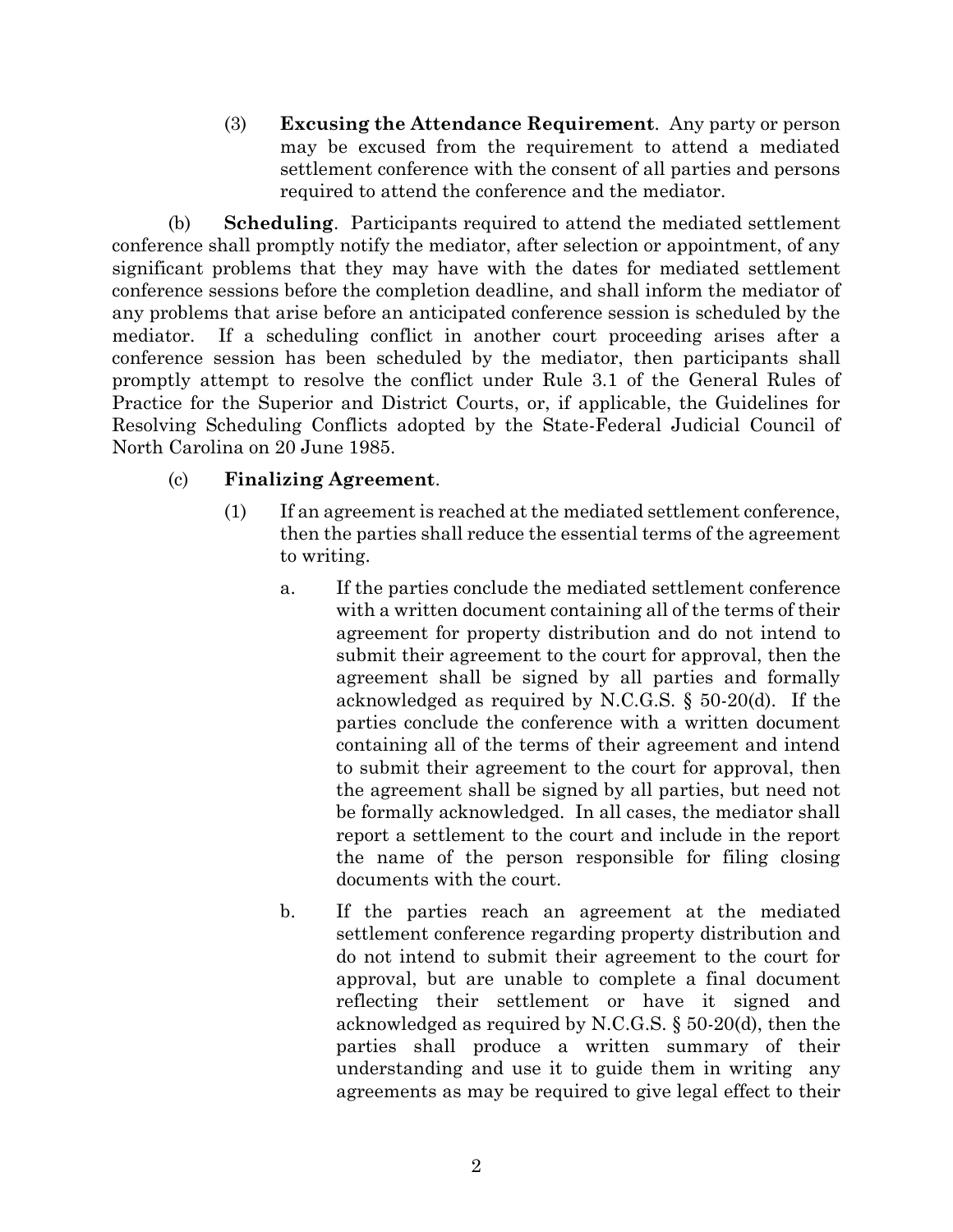(3) **Excusing the Attendance Requirement**. Any party or person may be excused from the requirement to attend a mediated settlement conference with the consent of all parties and persons required to attend the conference and the mediator.

(b) **Scheduling**. Participants required to attend the mediated settlement conference shall promptly notify the mediator, after selection or appointment, of any significant problems that they may have with the dates for mediated settlement conference sessions before the completion deadline, and shall inform the mediator of any problems that arise before an anticipated conference session is scheduled by the mediator. If a scheduling conflict in another court proceeding arises after a conference session has been scheduled by the mediator, then participants shall promptly attempt to resolve the conflict under Rule 3.1 of the General Rules of Practice for the Superior and District Courts, or, if applicable, the Guidelines for Resolving Scheduling Conflicts adopted by the State-Federal Judicial Council of North Carolina on 20 June 1985.

(c) **Finalizing Agreement**.

(1) If an agreement is reached at the mediated settlement conference, then the parties shall reduce the essential terms of the agreement to writing.

a. If the parties conclude the mediated settlement conference with a written document containing all of the terms of their agreement for property distribution and do not intend to submit their agreement to the court for approval, then the agreement shall be signed by all parties and formally acknowledged as required by N.C.G.S. § 50-20(d). If the parties conclude the conference with a written document containing all of the terms of their agreement and intend to submit their agreement to the court for approval, then the agreement shall be signed by all parties, but need not be formally acknowledged. In all cases, the mediator shall report a settlement to the court and include in the report the name of the person responsible for filing closing documents with the court.

b. If the parties reach an agreement at the mediated settlement conference regarding property distribution and do not intend to submit their agreement to the court for approval, but are unable to complete a final document reflecting their settlement or have it signed and acknowledged as required by N.C.G.S. § 50-20(d), then the parties shall produce a written summary of their understanding and use it to guide them in writing any agreements as may be required to give legal effect to their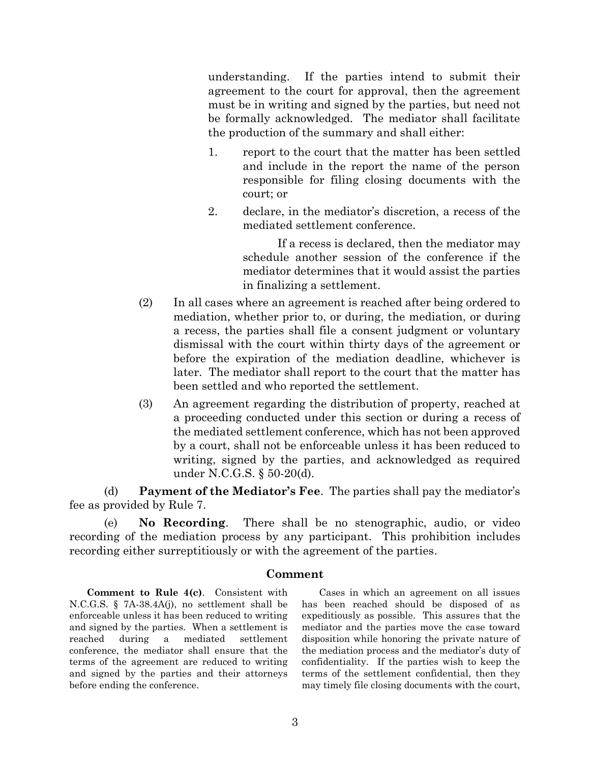understanding. If the parties intend to submit their agreement to the court for approval, then the agreement must be in writing and signed by the parties, but need not be formally acknowledged. The mediator shall facilitate the production of the summary and shall either:

1. report to the court that the matter has been settled and include in the report the name of the person responsible for filing closing documents with the court; or
2. declare, in the mediator's discretion, a recess of the mediated settlement conference.

   If a recess is declared, then the mediator may schedule another session of the conference if the mediator determines that it would assist the parties in finalizing a settlement.

(2) In all cases where an agreement is reached after being ordered to mediation, whether prior to, or during, the mediation, or during a recess, the parties shall file a consent judgment or voluntary dismissal with the court within thirty days of the agreement or before the expiration of the mediation deadline, whichever is later. The mediator shall report to the court that the matter has been settled and who reported the settlement.

(3) An agreement regarding the distribution of property, reached at a proceeding conducted under this section or during a recess of the mediated settlement conference, which has not been approved by a court, shall not be enforceable unless it has been reduced to writing, signed by the parties, and acknowledged as required under N.C.G.S. § 50-20(d).

(d) **Payment of the Mediator's Fee**. The parties shall pay the mediator's fee as provided by Rule 7.

(e) **No Recording**. There shall be no stenographic, audio, or video recording of the mediation process by any participant. This prohibition includes recording either surreptitiously or with the agreement of the parties.

## Comment

**Comment to Rule 4(c)**. Consistent with N.C.G.S. § 7A-38.4A(j), no settlement shall be enforceable unless it has been reduced to writing and signed by the parties. When a settlement is reached during a mediated settlement conference, the mediator shall ensure that the terms of the agreement are reduced to writing and signed by the parties and their attorneys before ending the conference.

Cases in which an agreement on all issues has been reached should be disposed of as expeditiously as possible. This assures that the mediator and the parties move the case toward disposition while honoring the private nature of the mediation process and the mediator's duty of confidentiality. If the parties wish to keep the terms of the settlement confidential, then they may timely file closing documents with the court,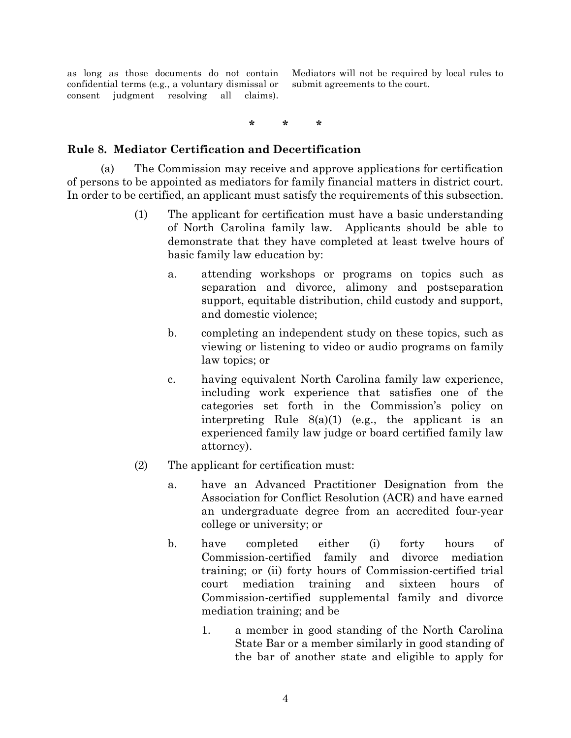as long as those documents do not contain confidential terms (e.g., a voluntary dismissal or consent judgment resolving all claims). Mediators will not be required by local rules to submit agreements to the court.

\*  \*  \*

## Rule 8. Mediator Certification and Decertification

(a) The Commission may receive and approve applications for certification of persons to be appointed as mediators for family financial matters in district court. In order to be certified, an applicant must satisfy the requirements of this subsection.

(1) The applicant for certification must have a basic understanding of North Carolina family law. Applicants should be able to demonstrate that they have completed at least twelve hours of basic family law education by:

a. attending workshops or programs on topics such as separation and divorce, alimony and postseparation support, equitable distribution, child custody and support, and domestic violence;

b. completing an independent study on these topics, such as viewing or listening to video or audio programs on family law topics; or

c. having equivalent North Carolina family law experience, including work experience that satisfies one of the categories set forth in the Commission's policy on interpreting Rule 8(a)(1) (e.g., the applicant is an experienced family law judge or board certified family law attorney).

(2) The applicant for certification must:

a. have an Advanced Practitioner Designation from the Association for Conflict Resolution (ACR) and have earned an undergraduate degree from an accredited four-year college or university; or

b. have completed either (i) forty hours of Commission-certified family and divorce mediation training; or (ii) forty hours of Commission-certified trial court mediation training and sixteen hours of Commission-certified supplemental family and divorce mediation training; and be

1. a member in good standing of the North Carolina State Bar or a member similarly in good standing of the bar of another state and eligible to apply for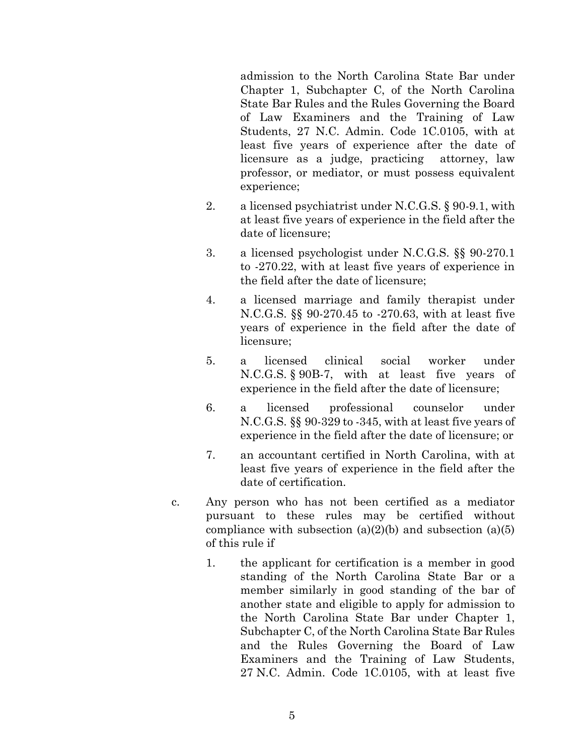admission to the North Carolina State Bar under Chapter 1, Subchapter C, of the North Carolina State Bar Rules and the Rules Governing the Board of Law Examiners and the Training of Law Students, 27 N.C. Admin. Code 1C.0105, with at least five years of experience after the date of licensure as a judge, practicing attorney, law professor, or mediator, or must possess equivalent experience;

2. a licensed psychiatrist under N.C.G.S. § 90-9.1, with at least five years of experience in the field after the date of licensure;

3. a licensed psychologist under N.C.G.S. §§ 90-270.1 to -270.22, with at least five years of experience in the field after the date of licensure;

4. a licensed marriage and family therapist under N.C.G.S. §§ 90-270.45 to -270.63, with at least five years of experience in the field after the date of licensure;

5. a licensed clinical social worker under N.C.G.S. § 90B-7, with at least five years of experience in the field after the date of licensure;

6. a licensed professional counselor under N.C.G.S. §§ 90-329 to -345, with at least five years of experience in the field after the date of licensure; or

7. an accountant certified in North Carolina, with at least five years of experience in the field after the date of certification.

c. Any person who has not been certified as a mediator pursuant to these rules may be certified without compliance with subsection (a)(2)(b) and subsection (a)(5) of this rule if

1. the applicant for certification is a member in good standing of the North Carolina State Bar or a member similarly in good standing of the bar of another state and eligible to apply for admission to the North Carolina State Bar under Chapter 1, Subchapter C, of the North Carolina State Bar Rules and the Rules Governing the Board of Law Examiners and the Training of Law Students, 27 N.C. Admin. Code 1C.0105, with at least five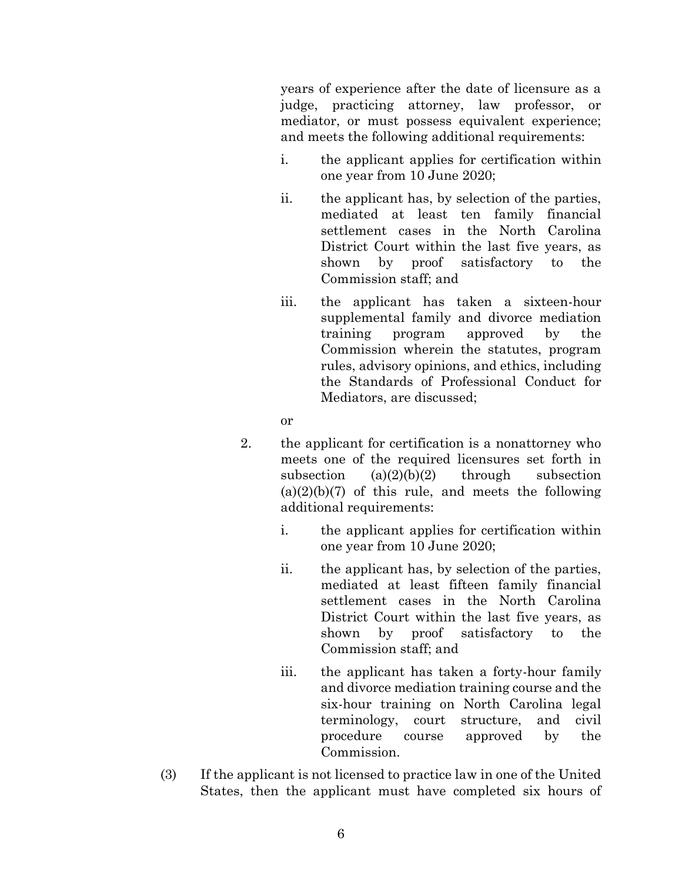years of experience after the date of licensure as a judge, practicing attorney, law professor, or mediator, or must possess equivalent experience; and meets the following additional requirements:

    i. the applicant applies for certification within one year from 10 June 2020;

    ii. the applicant has, by selection of the parties, mediated at least ten family financial settlement cases in the North Carolina District Court within the last five years, as shown by proof satisfactory to the Commission staff; and

    iii. the applicant has taken a sixteen-hour supplemental family and divorce mediation training program approved by the Commission wherein the statutes, program rules, advisory opinions, and ethics, including the Standards of Professional Conduct for Mediators, are discussed;

or

2. the applicant for certification is a nonattorney who meets one of the required licensures set forth in subsection (a)(2)(b)(2) through subsection (a)(2)(b)(7) of this rule, and meets the following additional requirements:

    i. the applicant applies for certification within one year from 10 June 2020;

    ii. the applicant has, by selection of the parties, mediated at least fifteen family financial settlement cases in the North Carolina District Court within the last five years, as shown by proof satisfactory to the Commission staff; and

    iii. the applicant has taken a forty-hour family and divorce mediation training course and the six-hour training on North Carolina legal terminology, court structure, and civil procedure course approved by the Commission.

(3) If the applicant is not licensed to practice law in one of the United States, then the applicant must have completed six hours of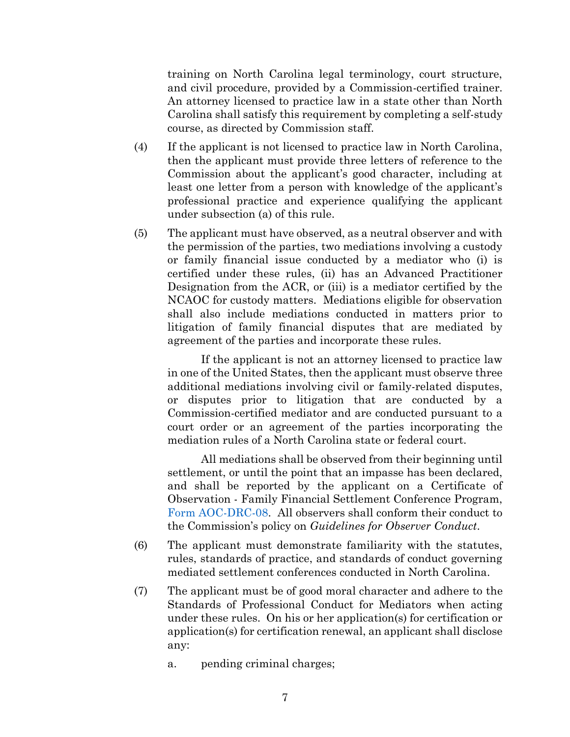training on North Carolina legal terminology, court structure, and civil procedure, provided by a Commission-certified trainer. An attorney licensed to practice law in a state other than North Carolina shall satisfy this requirement by completing a self-study course, as directed by Commission staff.

(4) If the applicant is not licensed to practice law in North Carolina, then the applicant must provide three letters of reference to the Commission about the applicant's good character, including at least one letter from a person with knowledge of the applicant's professional practice and experience qualifying the applicant under subsection (a) of this rule.

(5) The applicant must have observed, as a neutral observer and with the permission of the parties, two mediations involving a custody or family financial issue conducted by a mediator who (i) is certified under these rules, (ii) has an Advanced Practitioner Designation from the ACR, or (iii) is a mediator certified by the NCAOC for custody matters. Mediations eligible for observation shall also include mediations conducted in matters prior to litigation of family financial disputes that are mediated by agreement of the parties and incorporate these rules.

If the applicant is not an attorney licensed to practice law in one of the United States, then the applicant must observe three additional mediations involving civil or family-related disputes, or disputes prior to litigation that are conducted by a Commission-certified mediator and are conducted pursuant to a court order or an agreement of the parties incorporating the mediation rules of a North Carolina state or federal court.

All mediations shall be observed from their beginning until settlement, or until the point that an impasse has been declared, and shall be reported by the applicant on a Certificate of Observation - Family Financial Settlement Conference Program, Form AOC-DRC-08. All observers shall conform their conduct to the Commission's policy on *Guidelines for Observer Conduct*.

(6) The applicant must demonstrate familiarity with the statutes, rules, standards of practice, and standards of conduct governing mediated settlement conferences conducted in North Carolina.

(7) The applicant must be of good moral character and adhere to the Standards of Professional Conduct for Mediators when acting under these rules. On his or her application(s) for certification or application(s) for certification renewal, an applicant shall disclose any:

a. pending criminal charges;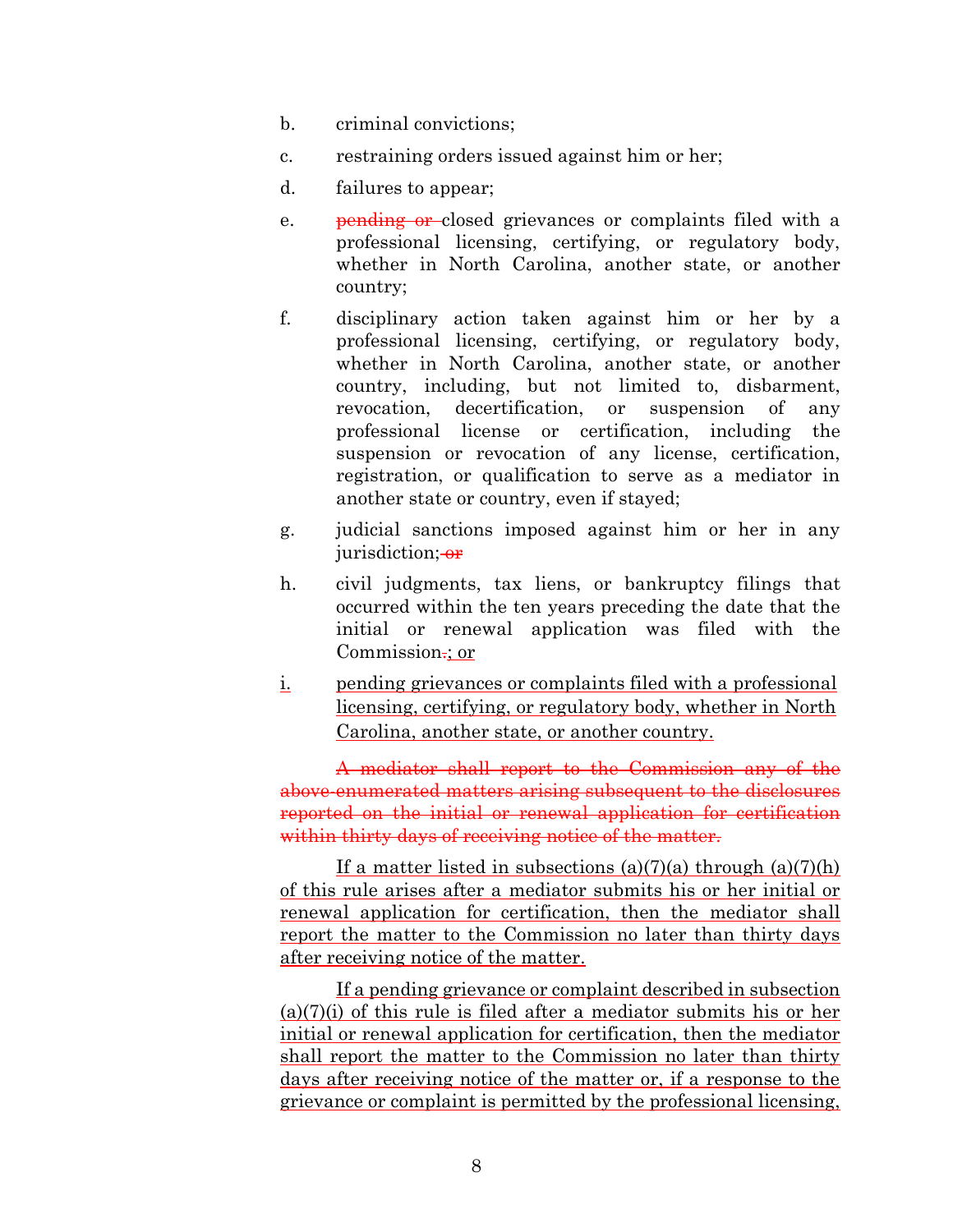b. criminal convictions;

c. restraining orders issued against him or her;

d. failures to appear;

e. ~~pending or~~ closed grievances or complaints filed with a professional licensing, certifying, or regulatory body, whether in North Carolina, another state, or another country;

f. disciplinary action taken against him or her by a professional licensing, certifying, or regulatory body, whether in North Carolina, another state, or another country, including, but not limited to, disbarment, revocation, decertification, or suspension of any professional license or certification, including the suspension or revocation of any license, certification, registration, or qualification to serve as a mediator in another state or country, even if stayed;

g. judicial sanctions imposed against him or her in any jurisdiction; ~~or~~

h. civil judgments, tax liens, or bankruptcy filings that occurred within the ten years preceding the date that the initial or renewal application was filed with the Commission~~.~~<u>; or</u>

<u>i. pending grievances or complaints filed with a professional licensing, certifying, or regulatory body, whether in North Carolina, another state, or another country.</u>

~~A mediator shall report to the Commission any of the above-enumerated matters arising subsequent to the disclosures reported on the initial or renewal application for certification within thirty days of receiving notice of the matter.~~

<u>If a matter listed in subsections (a)(7)(a) through (a)(7)(h) of this rule arises after a mediator submits his or her initial or renewal application for certification, then the mediator shall report the matter to the Commission no later than thirty days after receiving notice of the matter.</u>

<u>If a pending grievance or complaint described in subsection (a)(7)(i) of this rule is filed after a mediator submits his or her initial or renewal application for certification, then the mediator shall report the matter to the Commission no later than thirty days after receiving notice of the matter or, if a response to the grievance or complaint is permitted by the professional licensing,</u>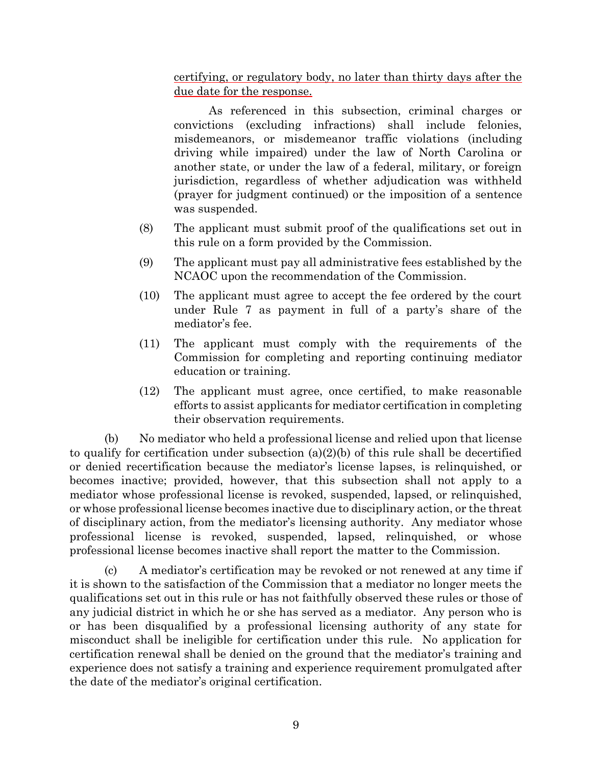certifying, or regulatory body, no later than thirty days after the due date for the response.

As referenced in this subsection, criminal charges or convictions (excluding infractions) shall include felonies, misdemeanors, or misdemeanor traffic violations (including driving while impaired) under the law of North Carolina or another state, or under the law of a federal, military, or foreign jurisdiction, regardless of whether adjudication was withheld (prayer for judgment continued) or the imposition of a sentence was suspended.

(8) The applicant must submit proof of the qualifications set out in this rule on a form provided by the Commission.

(9) The applicant must pay all administrative fees established by the NCAOC upon the recommendation of the Commission.

(10) The applicant must agree to accept the fee ordered by the court under Rule 7 as payment in full of a party's share of the mediator's fee.

(11) The applicant must comply with the requirements of the Commission for completing and reporting continuing mediator education or training.

(12) The applicant must agree, once certified, to make reasonable efforts to assist applicants for mediator certification in completing their observation requirements.

(b) No mediator who held a professional license and relied upon that license to qualify for certification under subsection (a)(2)(b) of this rule shall be decertified or denied recertification because the mediator's license lapses, is relinquished, or becomes inactive; provided, however, that this subsection shall not apply to a mediator whose professional license is revoked, suspended, lapsed, or relinquished, or whose professional license becomes inactive due to disciplinary action, or the threat of disciplinary action, from the mediator's licensing authority. Any mediator whose professional license is revoked, suspended, lapsed, relinquished, or whose professional license becomes inactive shall report the matter to the Commission.

(c) A mediator's certification may be revoked or not renewed at any time if it is shown to the satisfaction of the Commission that a mediator no longer meets the qualifications set out in this rule or has not faithfully observed these rules or those of any judicial district in which he or she has served as a mediator. Any person who is or has been disqualified by a professional licensing authority of any state for misconduct shall be ineligible for certification under this rule. No application for certification renewal shall be denied on the ground that the mediator's training and experience does not satisfy a training and experience requirement promulgated after the date of the mediator's original certification.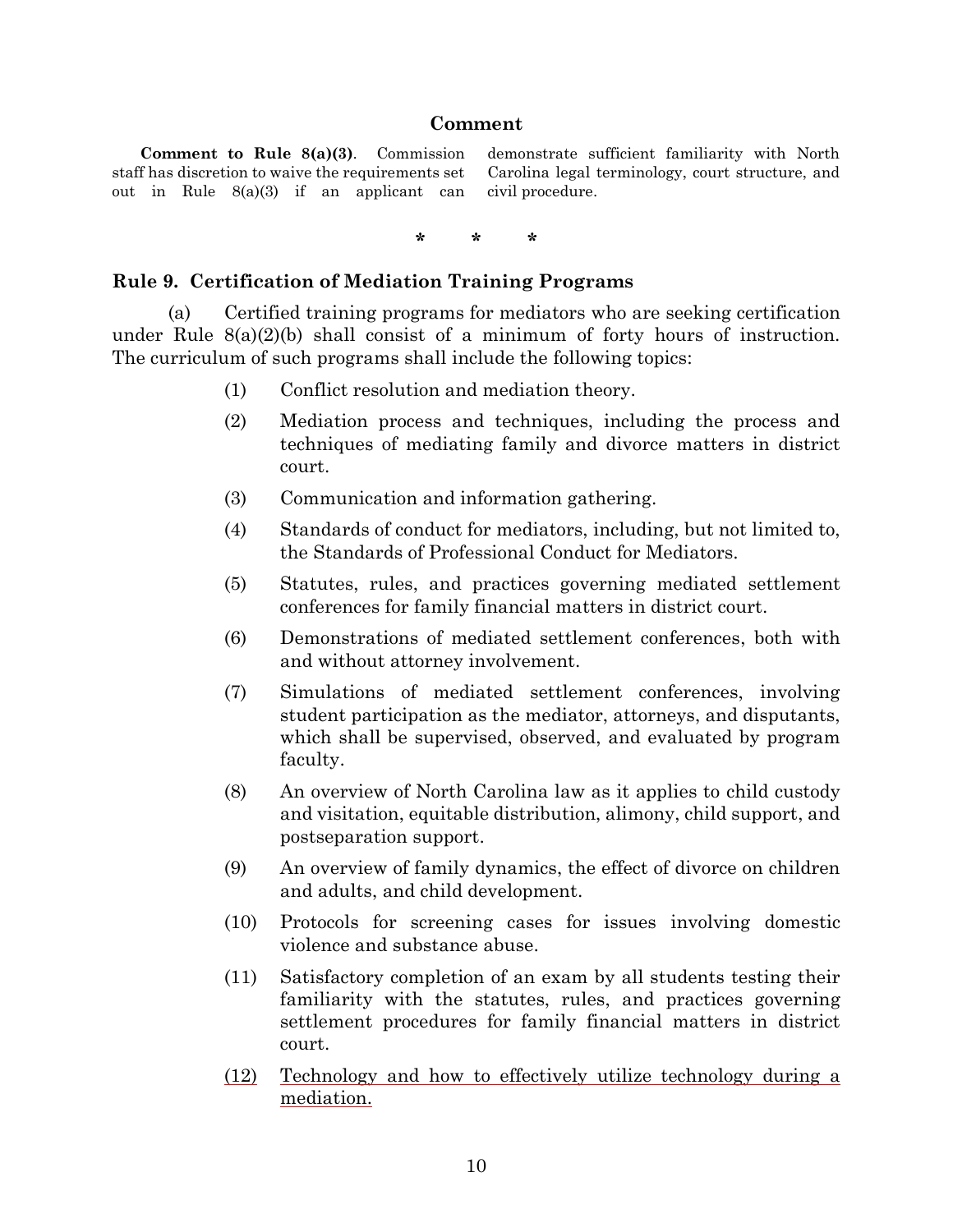## Comment

**Comment to Rule 8(a)(3)**. Commission staff has discretion to waive the requirements set out in Rule 8(a)(3) if an applicant can demonstrate sufficient familiarity with North Carolina legal terminology, court structure, and civil procedure.

\* \* \*

### Rule 9. Certification of Mediation Training Programs

(a) Certified training programs for mediators who are seeking certification under Rule 8(a)(2)(b) shall consist of a minimum of forty hours of instruction. The curriculum of such programs shall include the following topics:

(1) Conflict resolution and mediation theory.

(2) Mediation process and techniques, including the process and techniques of mediating family and divorce matters in district court.

(3) Communication and information gathering.

(4) Standards of conduct for mediators, including, but not limited to, the Standards of Professional Conduct for Mediators.

(5) Statutes, rules, and practices governing mediated settlement conferences for family financial matters in district court.

(6) Demonstrations of mediated settlement conferences, both with and without attorney involvement.

(7) Simulations of mediated settlement conferences, involving student participation as the mediator, attorneys, and disputants, which shall be supervised, observed, and evaluated by program faculty.

(8) An overview of North Carolina law as it applies to child custody and visitation, equitable distribution, alimony, child support, and postseparation support.

(9) An overview of family dynamics, the effect of divorce on children and adults, and child development.

(10) Protocols for screening cases for issues involving domestic violence and substance abuse.

(11) Satisfactory completion of an exam by all students testing their familiarity with the statutes, rules, and practices governing settlement procedures for family financial matters in district court.

<u>(12) Technology and how to effectively utilize technology during a mediation.</u>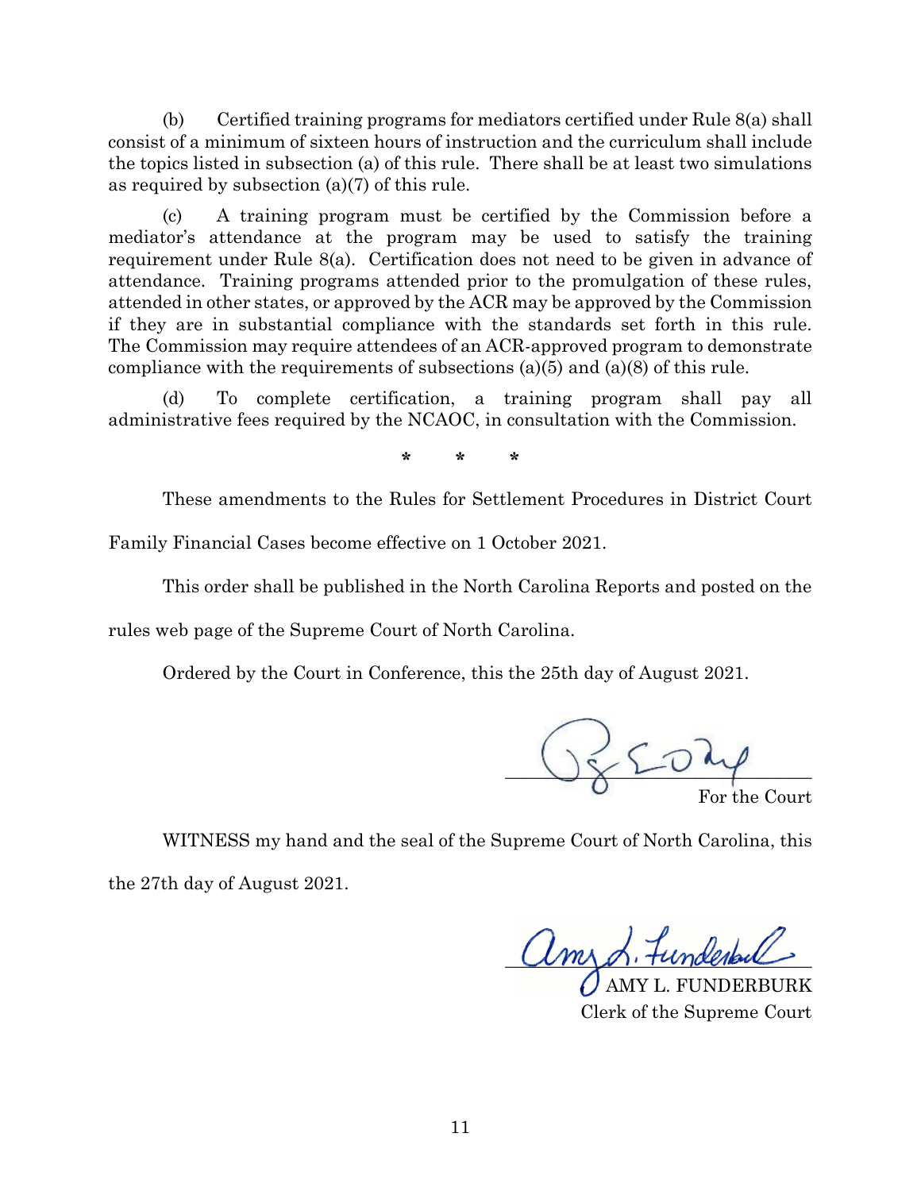(b) Certified training programs for mediators certified under Rule 8(a) shall consist of a minimum of sixteen hours of instruction and the curriculum shall include the topics listed in subsection (a) of this rule. There shall be at least two simulations as required by subsection (a)(7) of this rule.

(c) A training program must be certified by the Commission before a mediator's attendance at the program may be used to satisfy the training requirement under Rule 8(a). Certification does not need to be given in advance of attendance. Training programs attended prior to the promulgation of these rules, attended in other states, or approved by the ACR may be approved by the Commission if they are in substantial compliance with the standards set forth in this rule. The Commission may require attendees of an ACR-approved program to demonstrate compliance with the requirements of subsections (a)(5) and (a)(8) of this rule.

(d) To complete certification, a training program shall pay all administrative fees required by the NCAOC, in consultation with the Commission.

\* \* \*

These amendments to the Rules for Settlement Procedures in District Court Family Financial Cases become effective on 1 October 2021.

This order shall be published in the North Carolina Reports and posted on the rules web page of the Supreme Court of North Carolina.

Ordered by the Court in Conference, this the 25th day of August 2021.

For the Court

WITNESS my hand and the seal of the Supreme Court of North Carolina, this the 27th day of August 2021.

AMY L. FUNDERBURK
Clerk of the Supreme Court